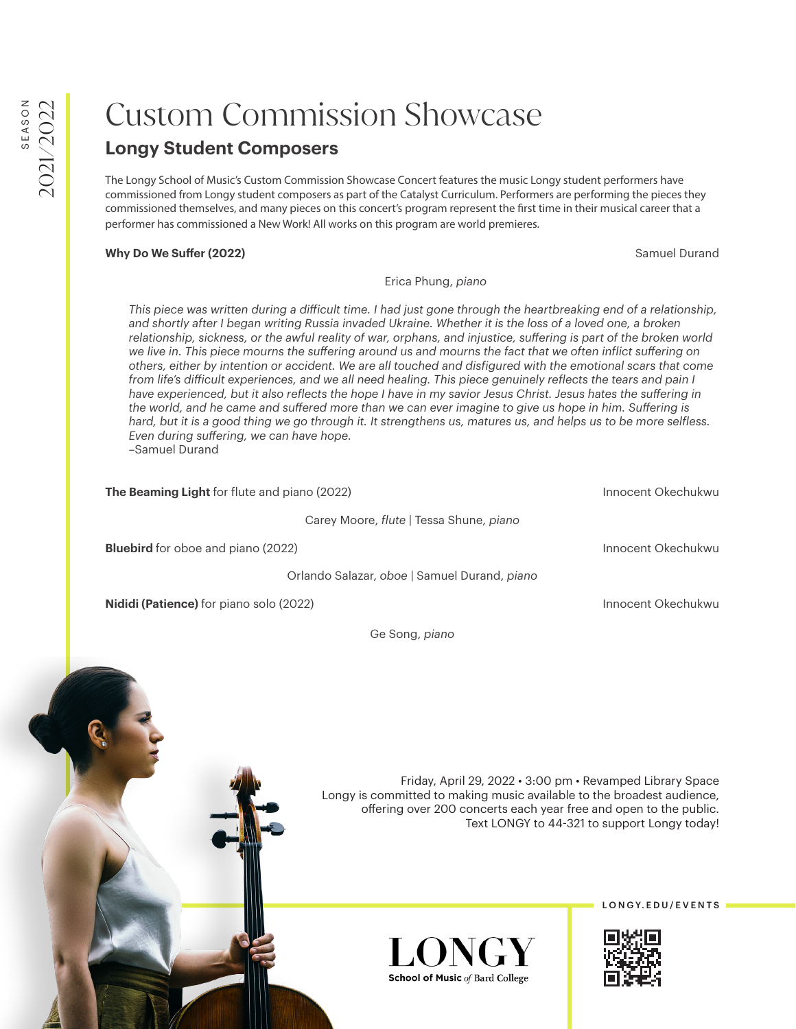SEASON 2021/2022

# Custom Commission Showcase

## Longy Student Composers

The Longy School of Music's Custom Commission Showcase Concert features the music Longy student performers have commissioned from Longy student composers as part of the Catalyst Curriculum. Performers are performing the pieces they commissioned themselves, and many pieces on this concert's program represent the first time in their musical career that a performer has commissioned a New Work! All works on this program are world premieres.

**Why Do We Suffer (2022)** — Samuel Durand

Erica Phung, *piano*

*This piece was written during a difficult time. I had just gone through the heartbreaking end of a relationship, and shortly after I began writing Russia invaded Ukraine. Whether it is the loss of a loved one, a broken relationship, sickness, or the awful reality of war, orphans, and injustice, suffering is part of the broken world we live in. This piece mourns the suffering around us and mourns the fact that we often inflict suffering on others, either by intention or accident. We are all touched and disfigured with the emotional scars that come from life's difficult experiences, and we all need healing. This piece genuinely reflects the tears and pain I have experienced, but it also reflects the hope I have in my savior Jesus Christ. Jesus hates the suffering in the world, and he came and suffered more than we can ever imagine to give us hope in him. Suffering is hard, but it is a good thing we go through it. It strengthens us, matures us, and helps us to be more selfless. Even during suffering, we can have hope.*
–Samuel Durand

**The Beaming Light** for flute and piano (2022) — Innocent Okechukwu

Carey Moore, *flute* | Tessa Shune, *piano*

**Bluebird** for oboe and piano (2022) — Innocent Okechukwu

Orlando Salazar, *oboe* | Samuel Durand, *piano*

**Nididi (Patience)** for piano solo (2022) — Innocent Okechukwu

Ge Song, *piano*

Friday, April 29, 2022 • 3:00 pm • Revamped Library Space
Longy is committed to making music available to the broadest audience, offering over 200 concerts each year free and open to the public.
Text LONGY to 44-321 to support Longy today!

LONGY.EDU/EVENTS

LONGY
School of Music *of* Bard College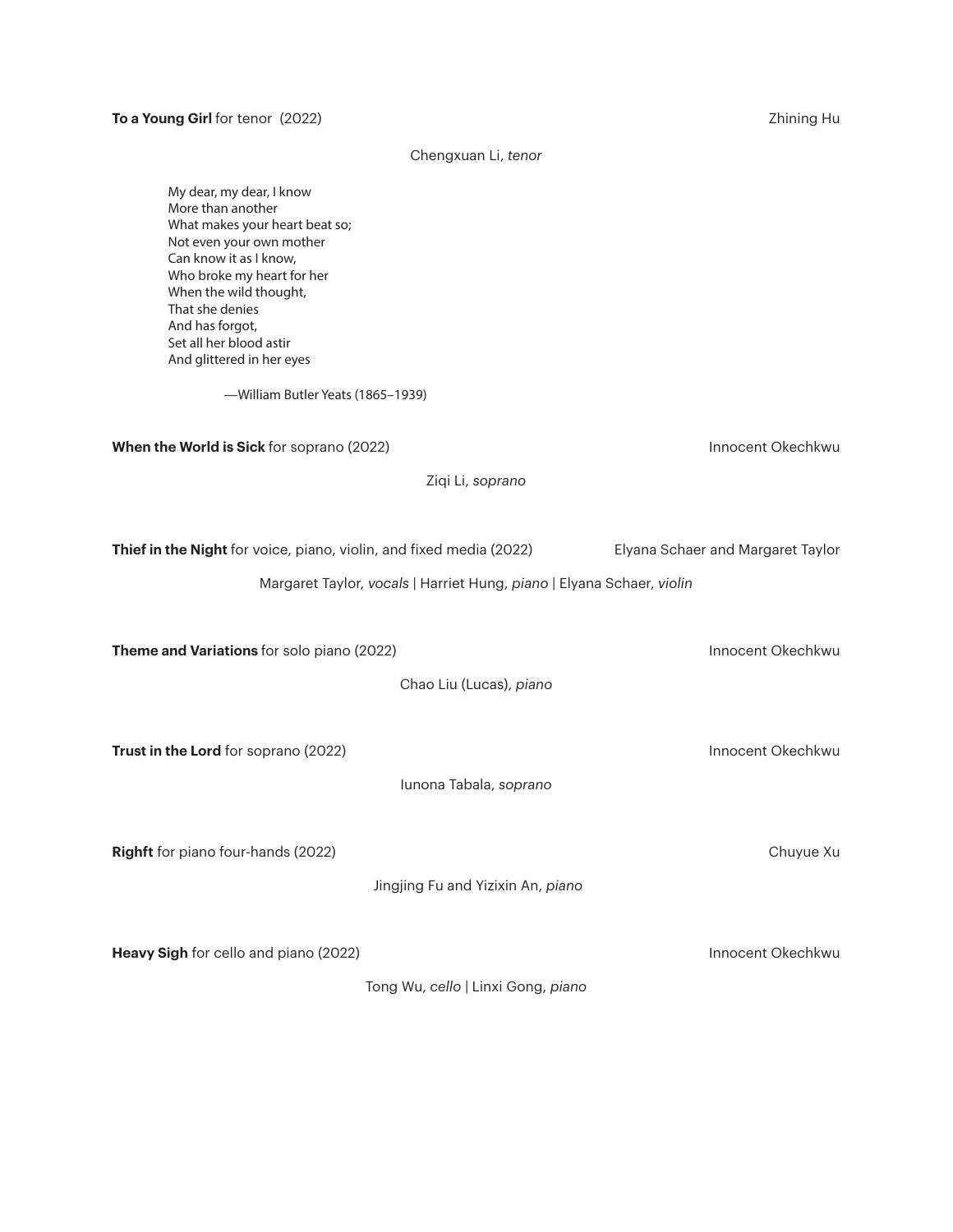**To a Young Girl** for tenor (2022) — Zhining Hu

Chengxuan Li, *tenor*

My dear, my dear, I know  
More than another  
What makes your heart beat so;  
Not even your own mother  
Can know it as I know,  
Who broke my heart for her  
When the wild thought,  
That she denies  
And has forgot,  
Set all her blood astir  
And glittered in her eyes

—William Butler Yeats (1865–1939)

**When the World is Sick** for soprano (2022) — Innocent Okechkwu

Ziqi Li, *soprano*

**Thief in the Night** for voice, piano, violin, and fixed media (2022) — Elyana Schaer and Margaret Taylor

Margaret Taylor, *vocals* | Harriet Hung, *piano* | Elyana Schaer, *violin*

**Theme and Variations** for solo piano (2022) — Innocent Okechkwu

Chao Liu (Lucas), *piano*

**Trust in the Lord** for soprano (2022) — Innocent Okechkwu

Iunona Tabala, *soprano*

**Righft** for piano four-hands (2022) — Chuyue Xu

Jingjing Fu and Yizixin An, *piano*

**Heavy Sigh** for cello and piano (2022) — Innocent Okechkwu

Tong Wu, *cello* | Linxi Gong, *piano*